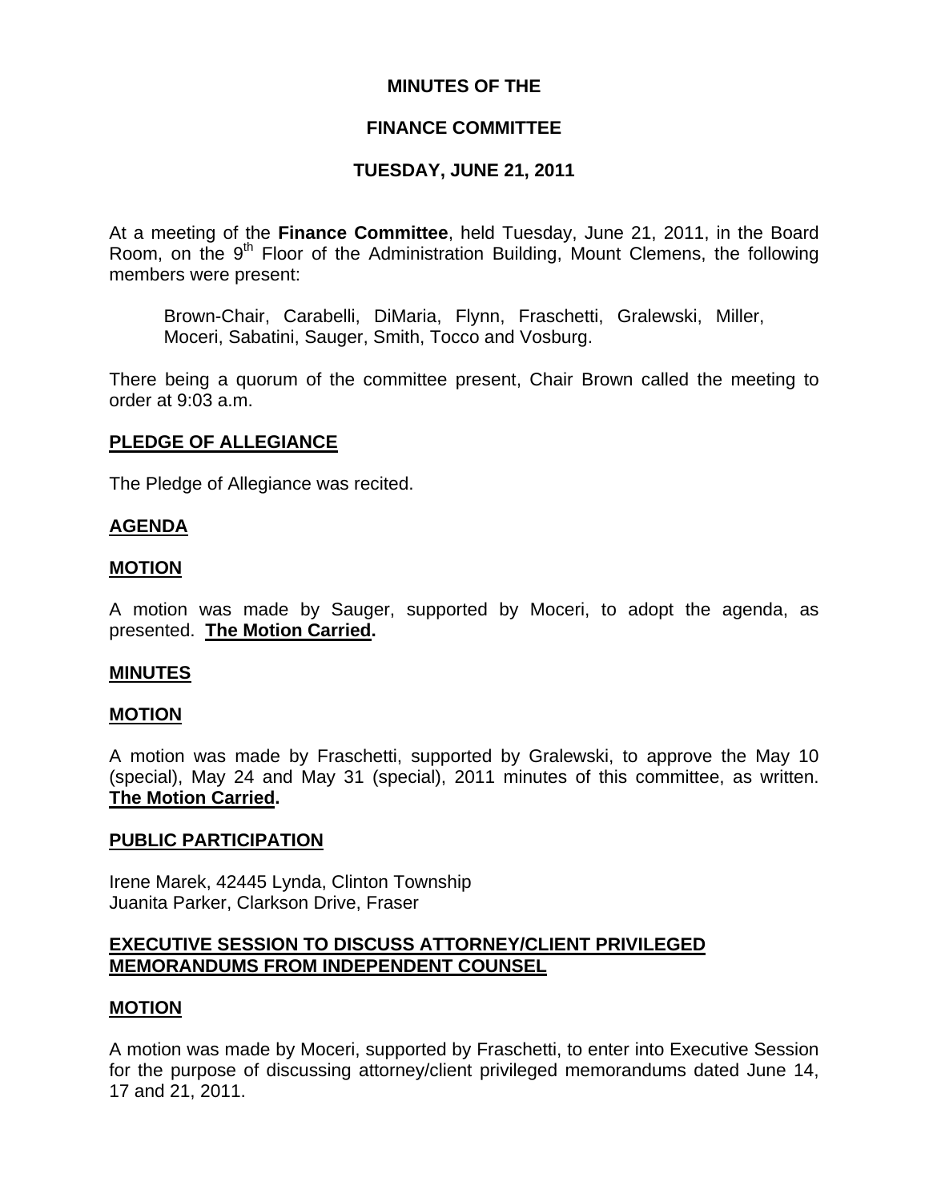**MINUTES OF THE**

**FINANCE COMMITTEE**

**TUESDAY, JUNE 21, 2011**

At a meeting of the **Finance Committee**, held Tuesday, June 21, 2011, in the Board Room, on the 9th Floor of the Administration Building, Mount Clemens, the following members were present:

> Brown-Chair, Carabelli, DiMaria, Flynn, Fraschetti, Gralewski, Miller, Moceri, Sabatini, Sauger, Smith, Tocco and Vosburg.

There being a quorum of the committee present, Chair Brown called the meeting to order at 9:03 a.m.

**PLEDGE OF ALLEGIANCE**

The Pledge of Allegiance was recited.

**AGENDA**

**MOTION**

A motion was made by Sauger, supported by Moceri, to adopt the agenda, as presented. **The Motion Carried.**

**MINUTES**

**MOTION**

A motion was made by Fraschetti, supported by Gralewski, to approve the May 10 (special), May 24 and May 31 (special), 2011 minutes of this committee, as written. **The Motion Carried.**

**PUBLIC PARTICIPATION**

Irene Marek, 42445 Lynda, Clinton Township
Juanita Parker, Clarkson Drive, Fraser

**EXECUTIVE SESSION TO DISCUSS ATTORNEY/CLIENT PRIVILEGED MEMORANDUMS FROM INDEPENDENT COUNSEL**

**MOTION**

A motion was made by Moceri, supported by Fraschetti, to enter into Executive Session for the purpose of discussing attorney/client privileged memorandums dated June 14, 17 and 21, 2011.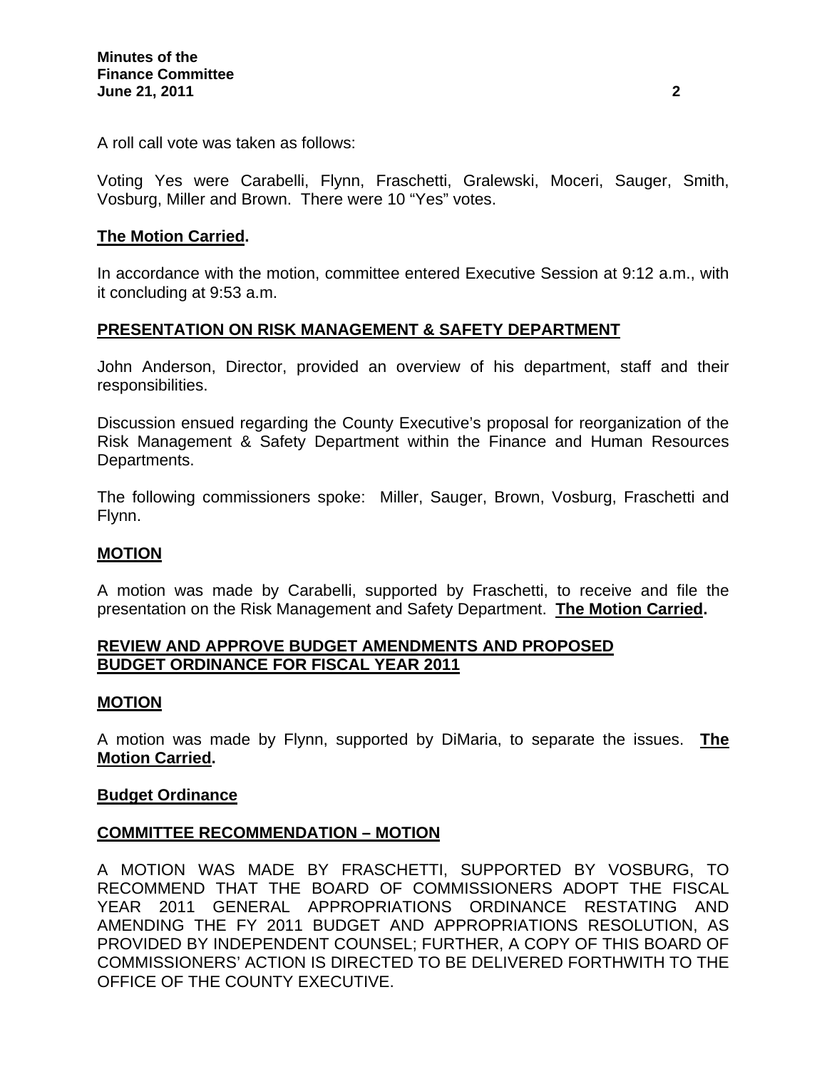A roll call vote was taken as follows:

Voting Yes were Carabelli, Flynn, Fraschetti, Gralewski, Moceri, Sauger, Smith, Vosburg, Miller and Brown. There were 10 "Yes" votes.

**The Motion Carried.**

In accordance with the motion, committee entered Executive Session at 9:12 a.m., with it concluding at 9:53 a.m.

**PRESENTATION ON RISK MANAGEMENT & SAFETY DEPARTMENT**

John Anderson, Director, provided an overview of his department, staff and their responsibilities.

Discussion ensued regarding the County Executive's proposal for reorganization of the Risk Management & Safety Department within the Finance and Human Resources Departments.

The following commissioners spoke: Miller, Sauger, Brown, Vosburg, Fraschetti and Flynn.

**MOTION**

A motion was made by Carabelli, supported by Fraschetti, to receive and file the presentation on the Risk Management and Safety Department. **The Motion Carried.**

**REVIEW AND APPROVE BUDGET AMENDMENTS AND PROPOSED BUDGET ORDINANCE FOR FISCAL YEAR 2011**

**MOTION**

A motion was made by Flynn, supported by DiMaria, to separate the issues. **The Motion Carried.**

**Budget Ordinance**

**COMMITTEE RECOMMENDATION – MOTION**

A MOTION WAS MADE BY FRASCHETTI, SUPPORTED BY VOSBURG, TO RECOMMEND THAT THE BOARD OF COMMISSIONERS ADOPT THE FISCAL YEAR 2011 GENERAL APPROPRIATIONS ORDINANCE RESTATING AND AMENDING THE FY 2011 BUDGET AND APPROPRIATIONS RESOLUTION, AS PROVIDED BY INDEPENDENT COUNSEL; FURTHER, A COPY OF THIS BOARD OF COMMISSIONERS' ACTION IS DIRECTED TO BE DELIVERED FORTHWITH TO THE OFFICE OF THE COUNTY EXECUTIVE.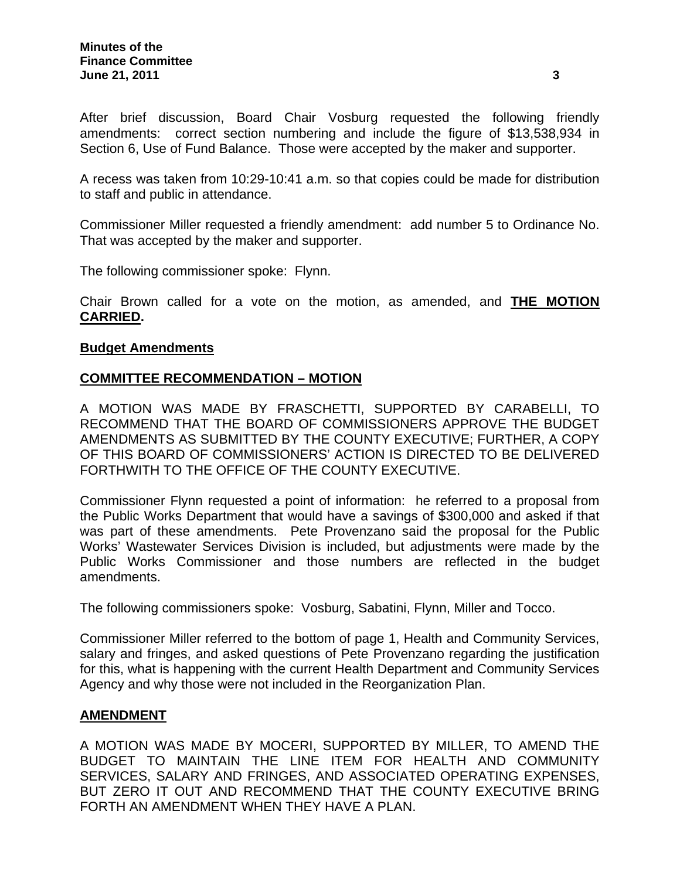After brief discussion, Board Chair Vosburg requested the following friendly amendments: correct section numbering and include the figure of $13,538,934 in Section 6, Use of Fund Balance. Those were accepted by the maker and supporter.

A recess was taken from 10:29-10:41 a.m. so that copies could be made for distribution to staff and public in attendance.

Commissioner Miller requested a friendly amendment: add number 5 to Ordinance No. That was accepted by the maker and supporter.

The following commissioner spoke: Flynn.

Chair Brown called for a vote on the motion, as amended, and **<u>THE MOTION CARRIED</u>.**

**<u>Budget Amendments</u>**

**<u>COMMITTEE RECOMMENDATION – MOTION</u>**

A MOTION WAS MADE BY FRASCHETTI, SUPPORTED BY CARABELLI, TO RECOMMEND THAT THE BOARD OF COMMISSIONERS APPROVE THE BUDGET AMENDMENTS AS SUBMITTED BY THE COUNTY EXECUTIVE; FURTHER, A COPY OF THIS BOARD OF COMMISSIONERS' ACTION IS DIRECTED TO BE DELIVERED FORTHWITH TO THE OFFICE OF THE COUNTY EXECUTIVE.

Commissioner Flynn requested a point of information: he referred to a proposal from the Public Works Department that would have a savings of $300,000 and asked if that was part of these amendments. Pete Provenzano said the proposal for the Public Works' Wastewater Services Division is included, but adjustments were made by the Public Works Commissioner and those numbers are reflected in the budget amendments.

The following commissioners spoke: Vosburg, Sabatini, Flynn, Miller and Tocco.

Commissioner Miller referred to the bottom of page 1, Health and Community Services, salary and fringes, and asked questions of Pete Provenzano regarding the justification for this, what is happening with the current Health Department and Community Services Agency and why those were not included in the Reorganization Plan.

**<u>AMENDMENT</u>**

A MOTION WAS MADE BY MOCERI, SUPPORTED BY MILLER, TO AMEND THE BUDGET TO MAINTAIN THE LINE ITEM FOR HEALTH AND COMMUNITY SERVICES, SALARY AND FRINGES, AND ASSOCIATED OPERATING EXPENSES, BUT ZERO IT OUT AND RECOMMEND THAT THE COUNTY EXECUTIVE BRING FORTH AN AMENDMENT WHEN THEY HAVE A PLAN.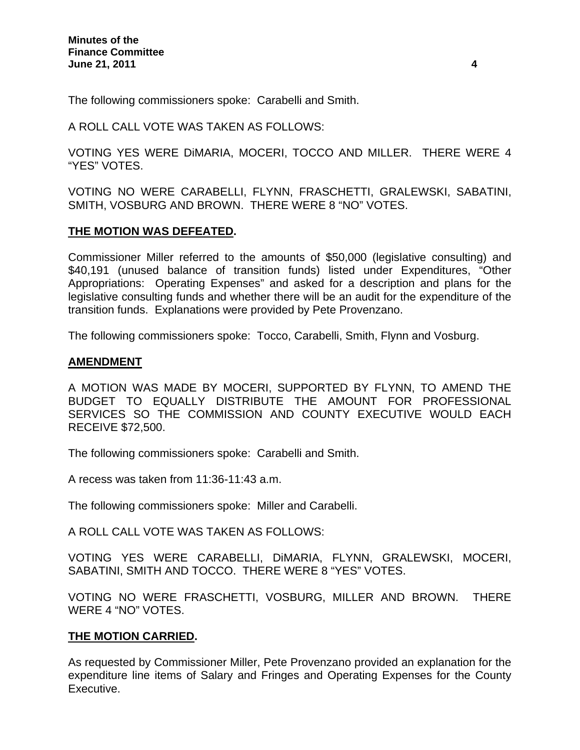The following commissioners spoke: Carabelli and Smith.

A ROLL CALL VOTE WAS TAKEN AS FOLLOWS:

VOTING YES WERE DiMARIA, MOCERI, TOCCO AND MILLER. THERE WERE 4 "YES" VOTES.

VOTING NO WERE CARABELLI, FLYNN, FRASCHETTI, GRALEWSKI, SABATINI, SMITH, VOSBURG AND BROWN. THERE WERE 8 "NO" VOTES.

**THE MOTION WAS DEFEATED.**

Commissioner Miller referred to the amounts of $50,000 (legislative consulting) and $40,191 (unused balance of transition funds) listed under Expenditures, "Other Appropriations: Operating Expenses" and asked for a description and plans for the legislative consulting funds and whether there will be an audit for the expenditure of the transition funds. Explanations were provided by Pete Provenzano.

The following commissioners spoke: Tocco, Carabelli, Smith, Flynn and Vosburg.

**AMENDMENT**

A MOTION WAS MADE BY MOCERI, SUPPORTED BY FLYNN, TO AMEND THE BUDGET TO EQUALLY DISTRIBUTE THE AMOUNT FOR PROFESSIONAL SERVICES SO THE COMMISSION AND COUNTY EXECUTIVE WOULD EACH RECEIVE $72,500.

The following commissioners spoke: Carabelli and Smith.

A recess was taken from 11:36-11:43 a.m.

The following commissioners spoke: Miller and Carabelli.

A ROLL CALL VOTE WAS TAKEN AS FOLLOWS:

VOTING YES WERE CARABELLI, DiMARIA, FLYNN, GRALEWSKI, MOCERI, SABATINI, SMITH AND TOCCO. THERE WERE 8 "YES" VOTES.

VOTING NO WERE FRASCHETTI, VOSBURG, MILLER AND BROWN. THERE WERE 4 "NO" VOTES.

**THE MOTION CARRIED.**

As requested by Commissioner Miller, Pete Provenzano provided an explanation for the expenditure line items of Salary and Fringes and Operating Expenses for the County Executive.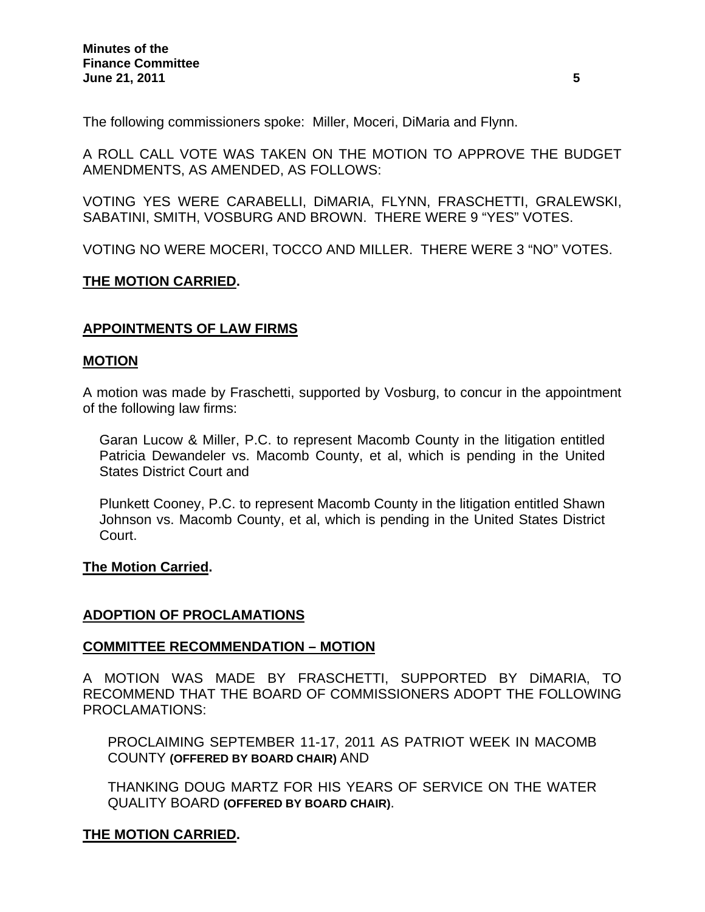The following commissioners spoke: Miller, Moceri, DiMaria and Flynn.

A ROLL CALL VOTE WAS TAKEN ON THE MOTION TO APPROVE THE BUDGET AMENDMENTS, AS AMENDED, AS FOLLOWS:

VOTING YES WERE CARABELLI, DiMARIA, FLYNN, FRASCHETTI, GRALEWSKI, SABATINI, SMITH, VOSBURG AND BROWN. THERE WERE 9 "YES" VOTES.

VOTING NO WERE MOCERI, TOCCO AND MILLER. THERE WERE 3 "NO" VOTES.

**THE MOTION CARRIED.**

## APPOINTMENTS OF LAW FIRMS

### MOTION

A motion was made by Fraschetti, supported by Vosburg, to concur in the appointment of the following law firms:

Garan Lucow & Miller, P.C. to represent Macomb County in the litigation entitled Patricia Dewandeler vs. Macomb County, et al, which is pending in the United States District Court and

Plunkett Cooney, P.C. to represent Macomb County in the litigation entitled Shawn Johnson vs. Macomb County, et al, which is pending in the United States District Court.

**The Motion Carried.**

## ADOPTION OF PROCLAMATIONS

### COMMITTEE RECOMMENDATION – MOTION

A MOTION WAS MADE BY FRASCHETTI, SUPPORTED BY DiMARIA, TO RECOMMEND THAT THE BOARD OF COMMISSIONERS ADOPT THE FOLLOWING PROCLAMATIONS:

PROCLAIMING SEPTEMBER 11-17, 2011 AS PATRIOT WEEK IN MACOMB COUNTY **(OFFERED BY BOARD CHAIR)** AND

THANKING DOUG MARTZ FOR HIS YEARS OF SERVICE ON THE WATER QUALITY BOARD **(OFFERED BY BOARD CHAIR)**.

**THE MOTION CARRIED.**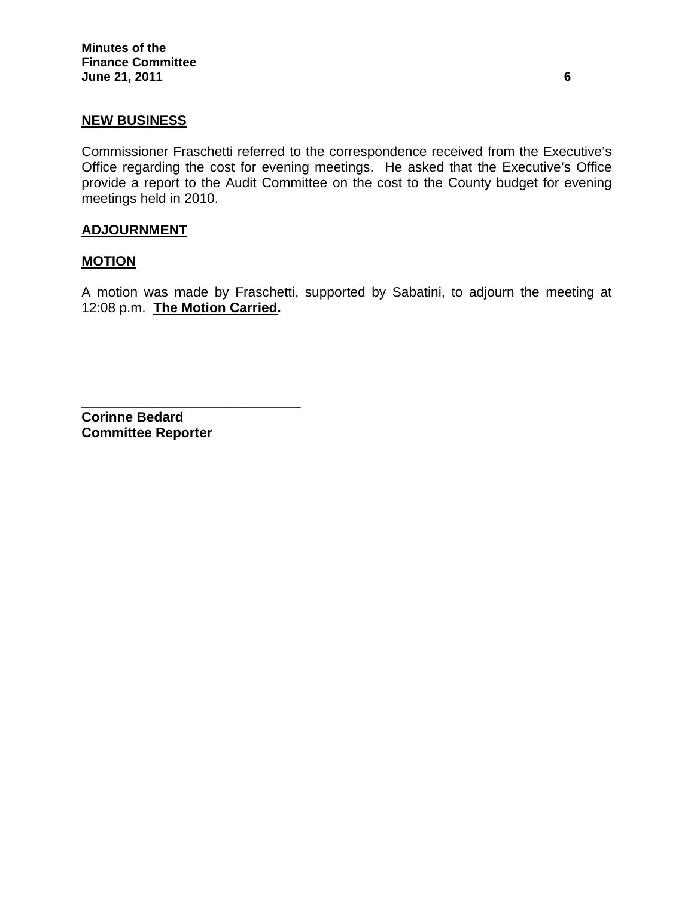## NEW BUSINESS

Commissioner Fraschetti referred to the correspondence received from the Executive's Office regarding the cost for evening meetings. He asked that the Executive's Office provide a report to the Audit Committee on the cost to the County budget for evening meetings held in 2010.

## ADJOURNMENT

## MOTION

A motion was made by Fraschetti, supported by Sabatini, to adjourn the meeting at 12:08 p.m. **The Motion Carried.**

_______________________________
**Corinne Bedard**
**Committee Reporter**